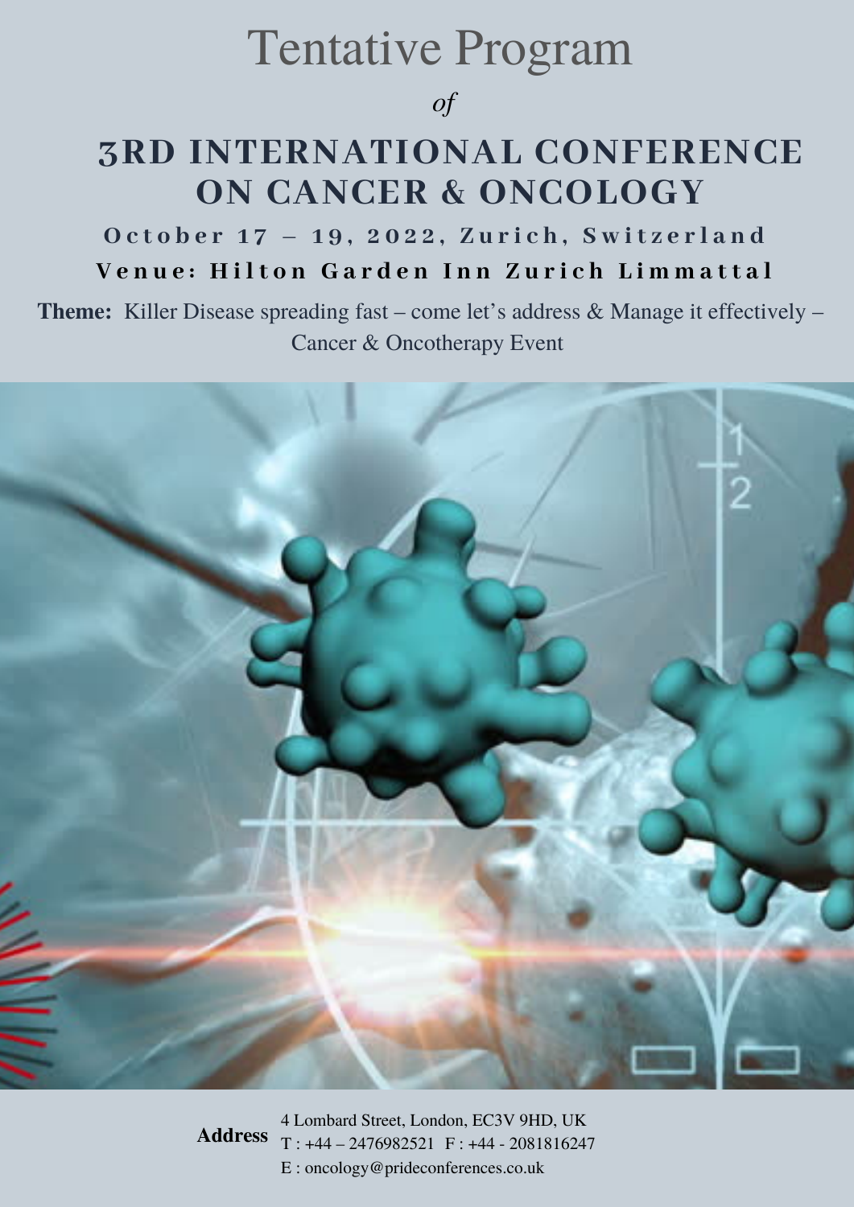# Tentative Program

*of*

## 3RD INTERNATIONAL CONFERENCE ON CANCER & ONCOLOGY

**October 17 – 19, 2022, Zurich, Switzerland**

**Venue: Hilton Garden Inn Zurich Limmattal**

**Theme:** Killer Disease spreading fast – come let's address & Manage it effectively – Cancer & Oncotherapy Event

**Address**

4 Lombard Street, London, EC3V 9HD, UK

T : +44 – 2476982521 F : +44 - 2081816247

E : oncology@prideconferences.co.uk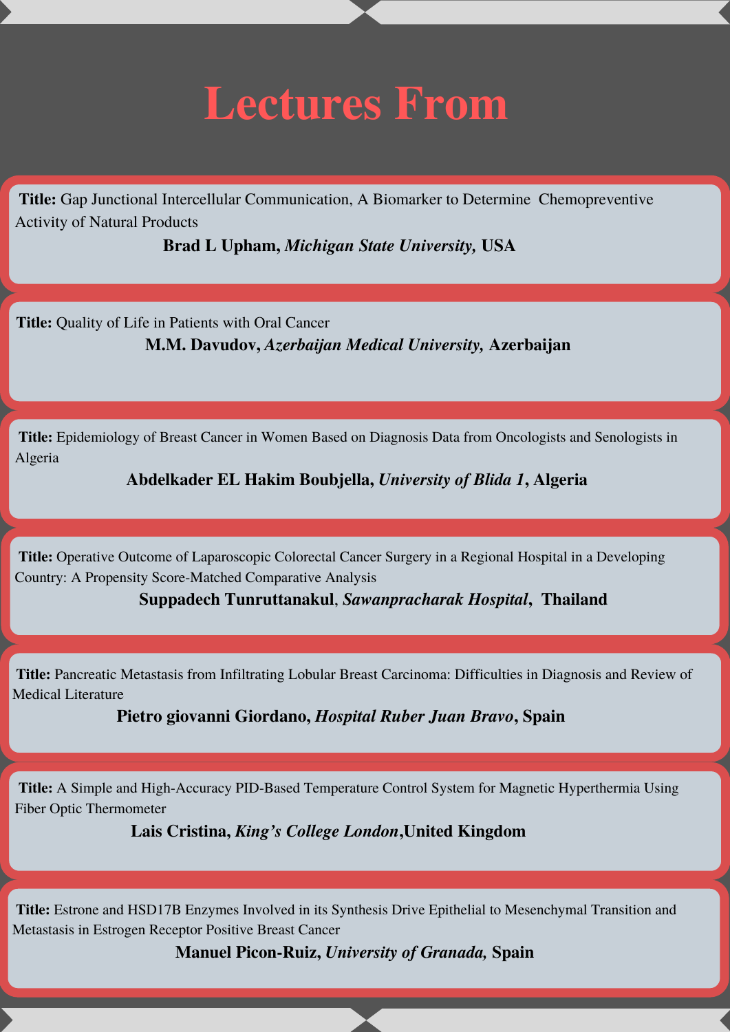# Lectures From

**Title:** Gap Junctional Intercellular Communication, A Biomarker to Determine Chemopreventive Activity of Natural Products

**Brad L Upham,** ***Michigan State University,*** **USA**

**Title:** Quality of Life in Patients with Oral Cancer

**M.M. Davudov,** ***Azerbaijan Medical University,*** **Azerbaijan**

**Title:** Epidemiology of Breast Cancer in Women Based on Diagnosis Data from Oncologists and Senologists in Algeria

**Abdelkader EL Hakim Boubjella,** ***University of Blida 1*****, Algeria**

**Title:** Operative Outcome of Laparoscopic Colorectal Cancer Surgery in a Regional Hospital in a Developing Country: A Propensity Score-Matched Comparative Analysis

**Suppadech Tunruttanakul**, ***Sawanpracharak Hospital*****, Thailand**

**Title:** Pancreatic Metastasis from Infiltrating Lobular Breast Carcinoma: Difficulties in Diagnosis and Review of Medical Literature

**Pietro giovanni Giordano,** ***Hospital Ruber Juan Bravo*****, Spain**

**Title:** A Simple and High-Accuracy PID-Based Temperature Control System for Magnetic Hyperthermia Using Fiber Optic Thermometer

**Lais Cristina,** ***King's College London*****,United Kingdom**

**Title:** Estrone and HSD17B Enzymes Involved in its Synthesis Drive Epithelial to Mesenchymal Transition and Metastasis in Estrogen Receptor Positive Breast Cancer

**Manuel Picon-Ruiz,** ***University of Granada,*** **Spain**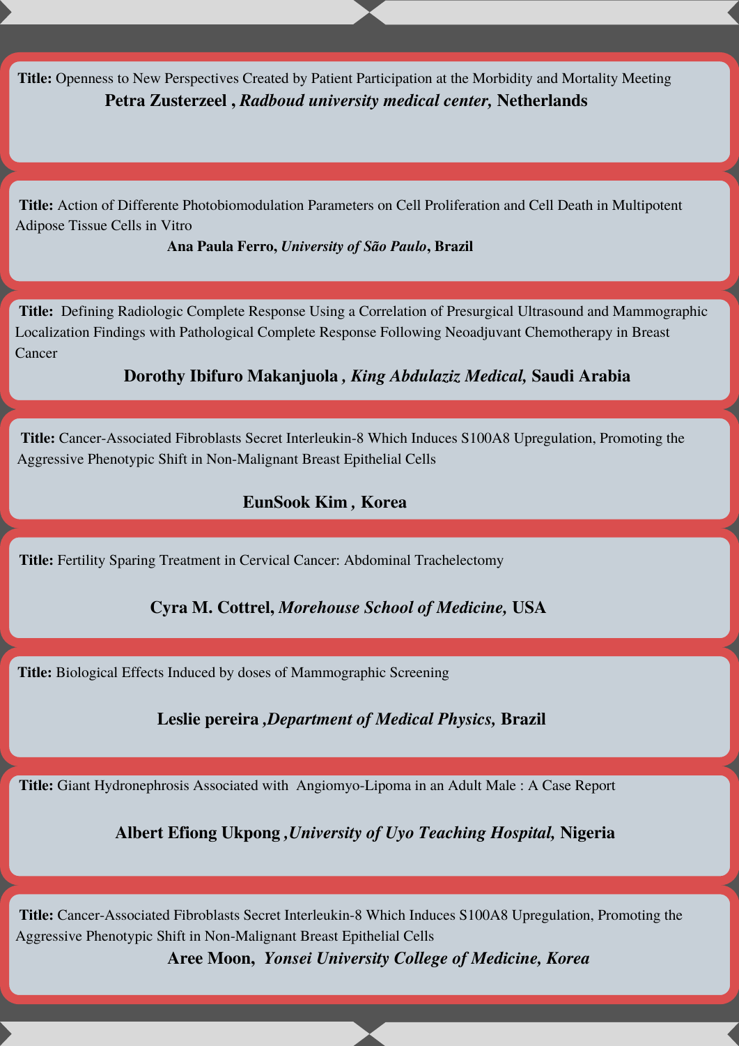**Title:** Openness to New Perspectives Created by Patient Participation at the Morbidity and Mortality Meeting

**Petra Zusterzeel , *Radboud university medical center,* Netherlands**

---

**Title:** Action of Differente Photobiomodulation Parameters on Cell Proliferation and Cell Death in Multipotent Adipose Tissue Cells in Vitro

**Ana Paula Ferro, *University of São Paulo*, Brazil**

---

**Title:** Defining Radiologic Complete Response Using a Correlation of Presurgical Ultrasound and Mammographic Localization Findings with Pathological Complete Response Following Neoadjuvant Chemotherapy in Breast Cancer

**Dorothy Ibifuro Makanjuola , *King Abdulaziz Medical,* Saudi Arabia**

---

**Title:** Cancer-Associated Fibroblasts Secret Interleukin-8 Which Induces S100A8 Upregulation, Promoting the Aggressive Phenotypic Shift in Non-Malignant Breast Epithelial Cells

**EunSook Kim , Korea**

---

**Title:** Fertility Sparing Treatment in Cervical Cancer: Abdominal Trachelectomy

**Cyra M. Cottrel, *Morehouse School of Medicine,* USA**

---

**Title:** Biological Effects Induced by doses of Mammographic Screening

**Leslie pereira ,*Department of Medical Physics,* Brazil**

---

**Title:** Giant Hydronephrosis Associated with Angiomyo-Lipoma in an Adult Male : A Case Report

**Albert Efiong Ukpong ,*University of Uyo Teaching Hospital,* Nigeria**

---

**Title:** Cancer-Associated Fibroblasts Secret Interleukin-8 Which Induces S100A8 Upregulation, Promoting the Aggressive Phenotypic Shift in Non-Malignant Breast Epithelial Cells

**Aree Moon, *Yonsei University College of Medicine, Korea***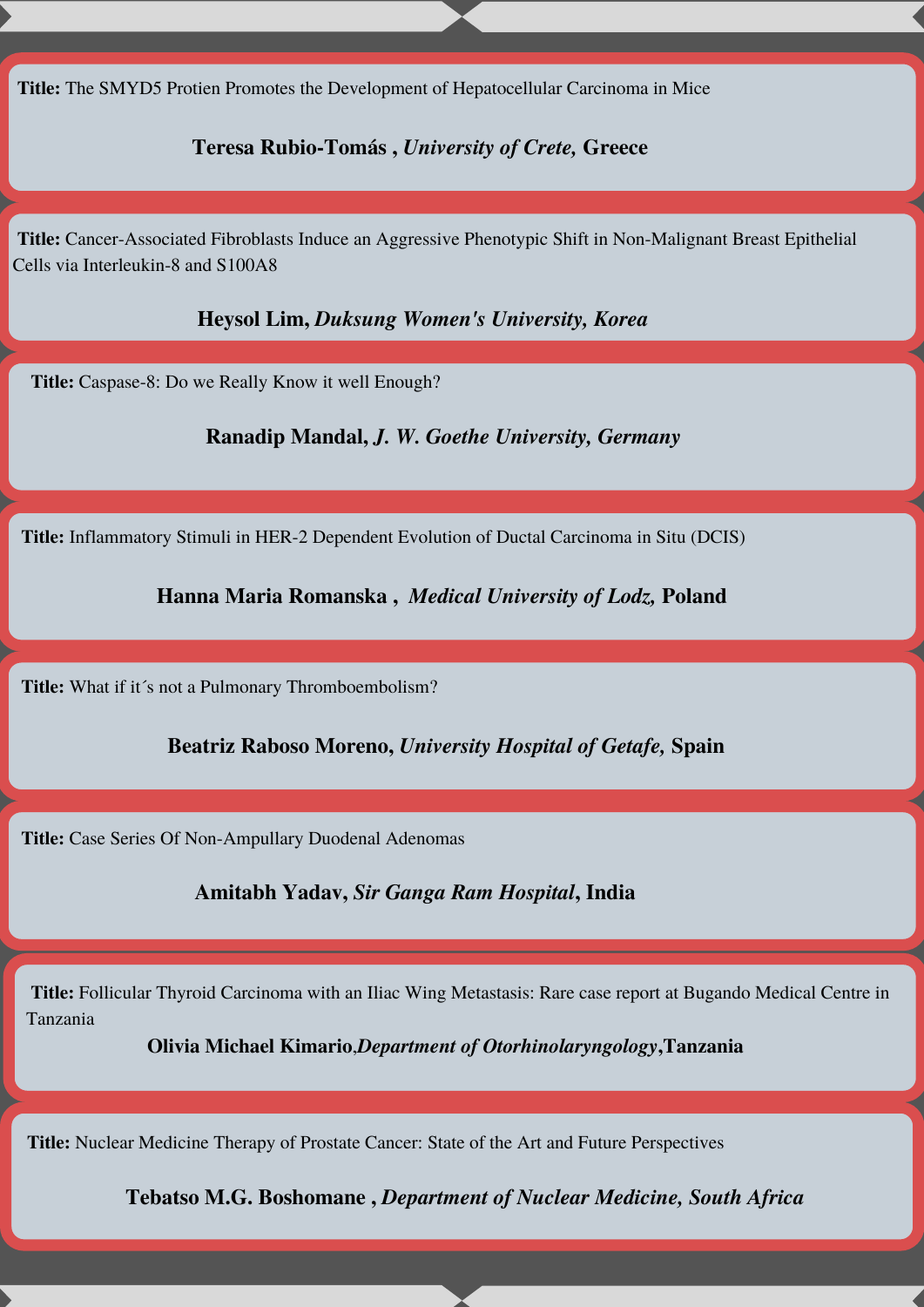**Title:** The SMYD5 Protien Promotes the Development of Hepatocellular Carcinoma in Mice

**Teresa Rubio-Tomás** , ***University of Crete,*** **Greece**

**Title:** Cancer-Associated Fibroblasts Induce an Aggressive Phenotypic Shift in Non-Malignant Breast Epithelial Cells via Interleukin-8 and S100A8

**Heysol Lim,** ***Duksung Women's University, Korea***

**Title:** Caspase-8: Do we Really Know it well Enough?

**Ranadip Mandal,** ***J. W. Goethe University, Germany***

**Title:** Inflammatory Stimuli in HER-2 Dependent Evolution of Ductal Carcinoma in Situ (DCIS)

**Hanna Maria Romanska** , ***Medical University of Lodz,*** **Poland**

**Title:** What if it´s not a Pulmonary Thromboembolism?

**Beatriz Raboso Moreno,** ***University Hospital of Getafe,*** **Spain**

**Title:** Case Series Of Non-Ampullary Duodenal Adenomas

**Amitabh Yadav,** ***Sir Ganga Ram Hospital*****, India**

**Title:** Follicular Thyroid Carcinoma with an Iliac Wing Metastasis: Rare case report at Bugando Medical Centre in Tanzania

**Olivia Michael Kimario**,***Department of Otorhinolaryngology***,**Tanzania**

**Title:** Nuclear Medicine Therapy of Prostate Cancer: State of the Art and Future Perspectives

**Tebatso M.G. Boshomane** , ***Department of Nuclear Medicine, South Africa***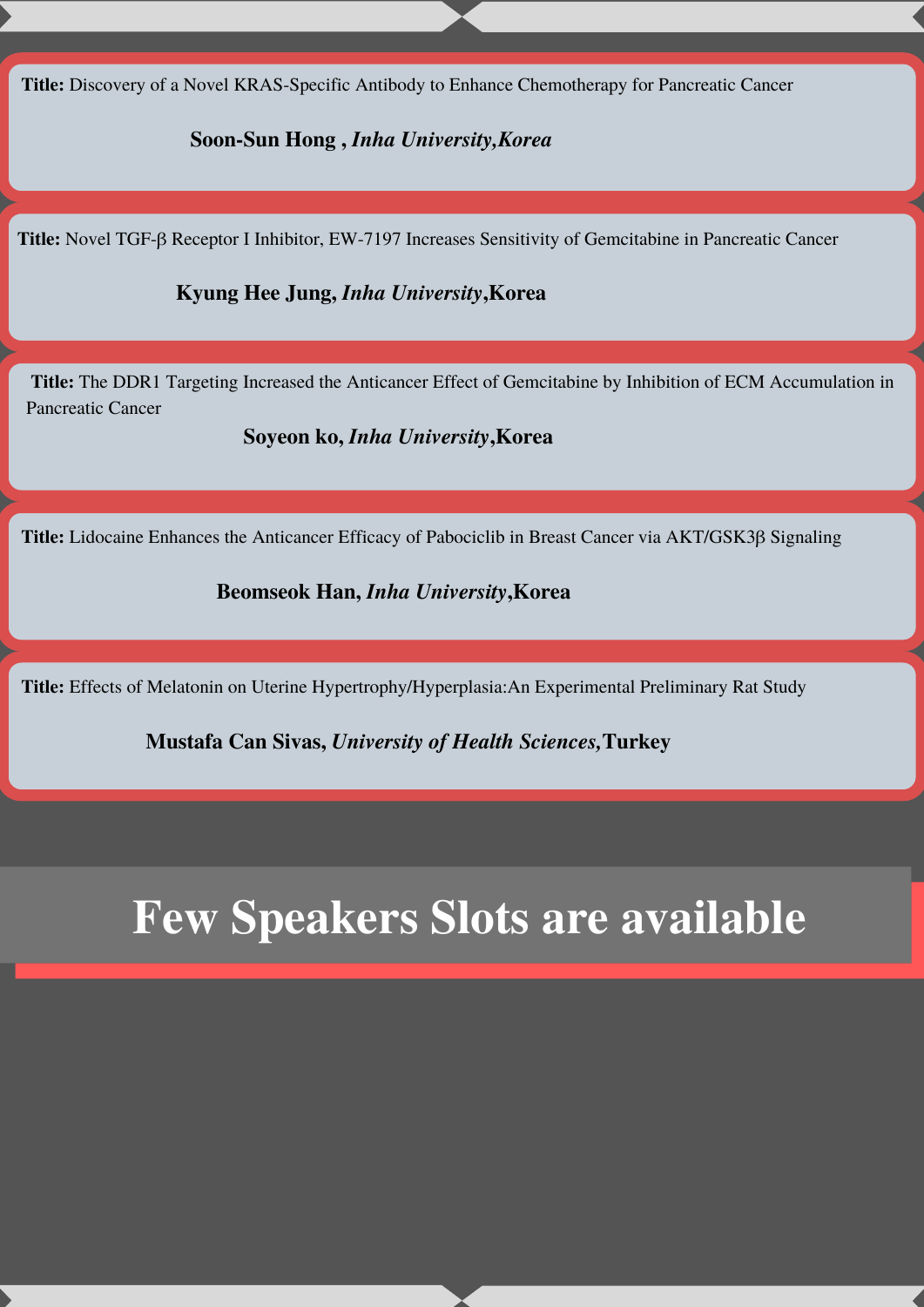**Title:** Discovery of a Novel KRAS-Specific Antibody to Enhance Chemotherapy for Pancreatic Cancer

**Soon-Sun Hong , *Inha University,Korea***

**Title:** Novel TGF-β Receptor I Inhibitor, EW-7197 Increases Sensitivity of Gemcitabine in Pancreatic Cancer

**Kyung Hee Jung, *Inha University*,Korea**

**Title:** The DDR1 Targeting Increased the Anticancer Effect of Gemcitabine by Inhibition of ECM Accumulation in Pancreatic Cancer

**Soyeon ko, *Inha University*,Korea**

**Title:** Lidocaine Enhances the Anticancer Efficacy of Pabociclib in Breast Cancer via AKT/GSK3β Signaling

**Beomseok Han, *Inha University*,Korea**

**Title:** Effects of Melatonin on Uterine Hypertrophy/Hyperplasia:An Experimental Preliminary Rat Study

**Mustafa Can Sivas, *University of Health Sciences,*Turkey**

# Few Speakers Slots are available